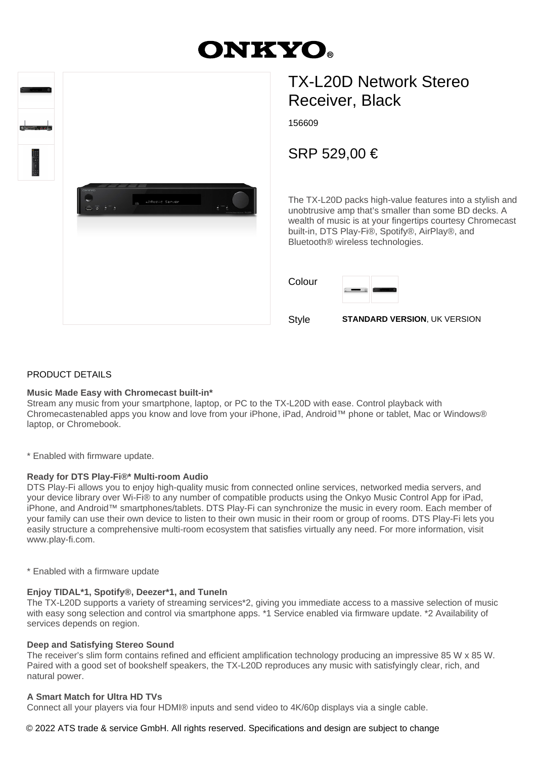# ONKYO

## TX-L20D Network Stereo Receiver, Black

156609

SRP 529,00 €

The TX-L20D packs high-value features into a stylish and unobtrusive amp that's smaller than some BD decks. A wealth of music is at your fingertips courtesy Chromecast built-in, DTS Play-Fi®, Spotify®, AirPlay®, and Bluetooth® wireless technologies.

Colour

Style **STANDARD VERSION**, UK VERSION

### PRODUCT DETAILS

**Music Made Easy with Chromecast built-in***
Stream any music from your smartphone, laptop, or PC to the TX-L20D with ease. Control playback with Chromecastenabled apps you know and love from your iPhone, iPad, Android™ phone or tablet, Mac or Windows® laptop, or Chromebook.

* Enabled with firmware update.

**Ready for DTS Play-Fi®* Multi-room Audio**
DTS Play-Fi allows you to enjoy high-quality music from connected online services, networked media servers, and your device library over Wi-Fi® to any number of compatible products using the Onkyo Music Control App for iPad, iPhone, and Android™ smartphones/tablets. DTS Play-Fi can synchronize the music in every room. Each member of your family can use their own device to listen to their own music in their room or group of rooms. DTS Play-Fi lets you easily structure a comprehensive multi-room ecosystem that satisfies virtually any need. For more information, visit www.play-fi.com.

* Enabled with a firmware update

**Enjoy TIDAL*1, Spotify®, Deezer*1, and TuneIn**
The TX-L20D supports a variety of streaming services*2, giving you immediate access to a massive selection of music with easy song selection and control via smartphone apps. *1 Service enabled via firmware update. *2 Availability of services depends on region.

**Deep and Satisfying Stereo Sound**
The receiver's slim form contains refined and efficient amplification technology producing an impressive 85 W x 85 W. Paired with a good set of bookshelf speakers, the TX-L20D reproduces any music with satisfyingly clear, rich, and natural power.

**A Smart Match for Ultra HD TVs**
Connect all your players via four HDMI® inputs and send video to 4K/60p displays via a single cable.

© 2022 ATS trade & service GmbH. All rights reserved. Specifications and design are subject to change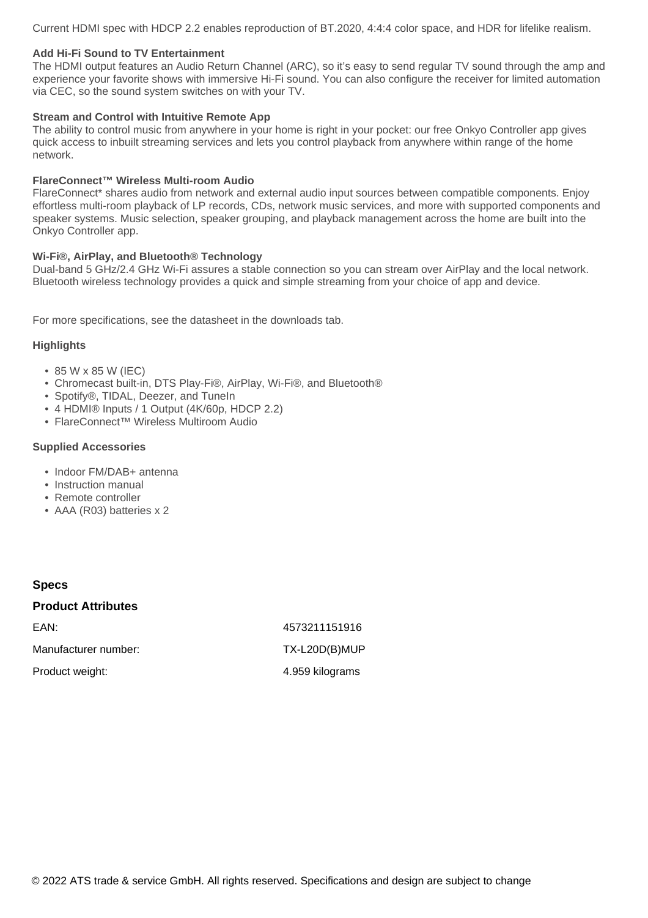Current HDMI spec with HDCP 2.2 enables reproduction of BT.2020, 4:4:4 color space, and HDR for lifelike realism.

**Add Hi-Fi Sound to TV Entertainment**
The HDMI output features an Audio Return Channel (ARC), so it's easy to send regular TV sound through the amp and experience your favorite shows with immersive Hi-Fi sound. You can also configure the receiver for limited automation via CEC, so the sound system switches on with your TV.

**Stream and Control with Intuitive Remote App**
The ability to control music from anywhere in your home is right in your pocket: our free Onkyo Controller app gives quick access to inbuilt streaming services and lets you control playback from anywhere within range of the home network.

**FlareConnect™ Wireless Multi-room Audio**
FlareConnect* shares audio from network and external audio input sources between compatible components. Enjoy effortless multi-room playback of LP records, CDs, network music services, and more with supported components and speaker systems. Music selection, speaker grouping, and playback management across the home are built into the Onkyo Controller app.

**Wi-Fi®, AirPlay, and Bluetooth® Technology**
Dual-band 5 GHz/2.4 GHz Wi-Fi assures a stable connection so you can stream over AirPlay and the local network. Bluetooth wireless technology provides a quick and simple streaming from your choice of app and device.

For more specifications, see the datasheet in the downloads tab.

**Highlights**

- 85 W x 85 W (IEC)
- Chromecast built-in, DTS Play-Fi®, AirPlay, Wi-Fi®, and Bluetooth®
- Spotify®, TIDAL, Deezer, and TuneIn
- 4 HDMI® Inputs / 1 Output (4K/60p, HDCP 2.2)
- FlareConnect™ Wireless Multiroom Audio

**Supplied Accessories**

- Indoor FM/DAB+ antenna
- Instruction manual
- Remote controller
- AAA (R03) batteries x 2

## Specs

### Product Attributes

| | |
|---|---|
| EAN: | 4573211151916 |
| Manufacturer number: | TX-L20D(B)MUP |
| Product weight: | 4.959 kilograms |

© 2022 ATS trade & service GmbH. All rights reserved. Specifications and design are subject to change